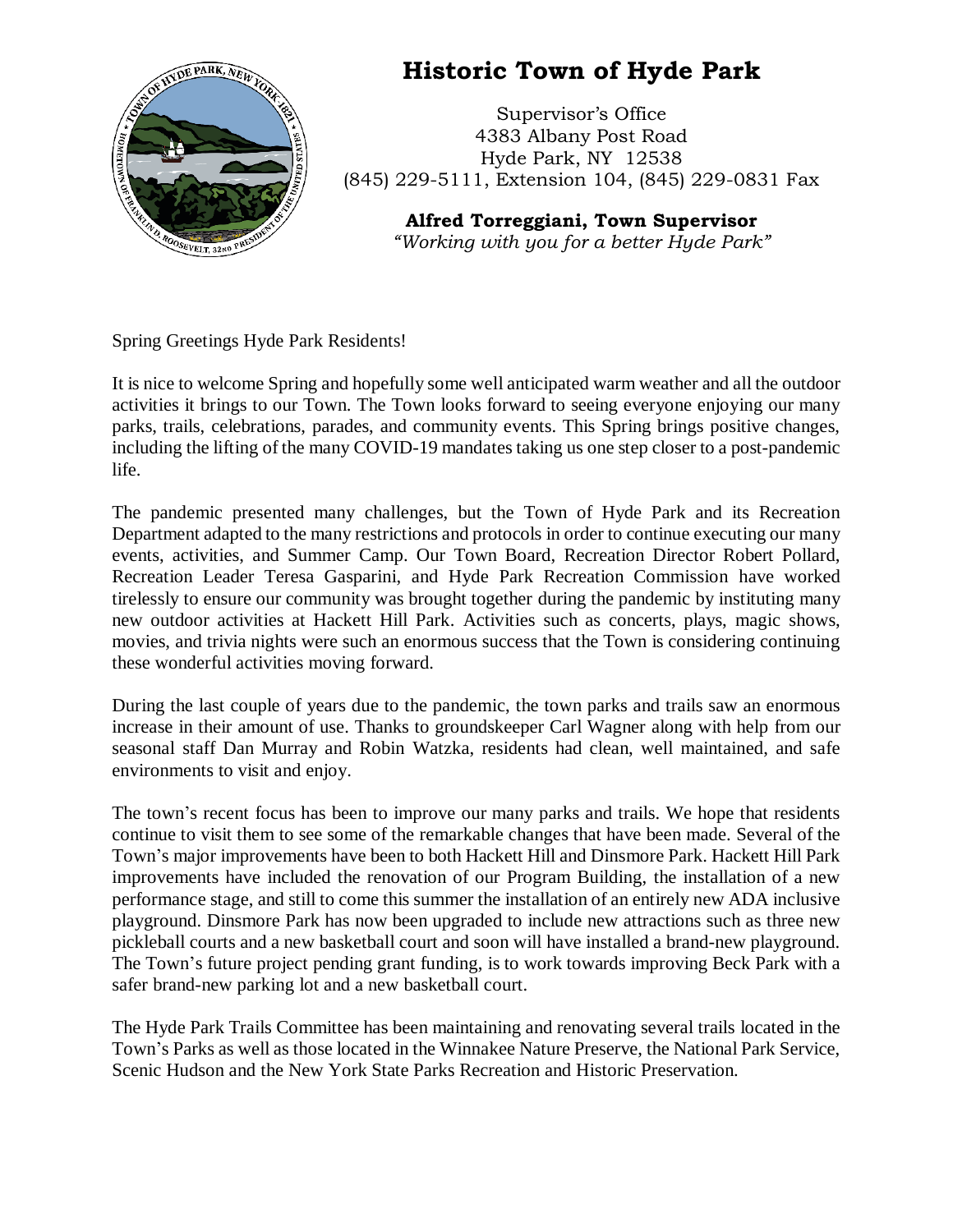# Historic Town of Hyde Park

Supervisor's Office
4383 Albany Post Road
Hyde Park, NY 12538
(845) 229-5111, Extension 104, (845) 229-0831 Fax

**Alfred Torreggiani, Town Supervisor**
*"Working with you for a better Hyde Park"*

Spring Greetings Hyde Park Residents!

It is nice to welcome Spring and hopefully some well anticipated warm weather and all the outdoor activities it brings to our Town. The Town looks forward to seeing everyone enjoying our many parks, trails, celebrations, parades, and community events. This Spring brings positive changes, including the lifting of the many COVID-19 mandates taking us one step closer to a post-pandemic life.

The pandemic presented many challenges, but the Town of Hyde Park and its Recreation Department adapted to the many restrictions and protocols in order to continue executing our many events, activities, and Summer Camp. Our Town Board, Recreation Director Robert Pollard, Recreation Leader Teresa Gasparini, and Hyde Park Recreation Commission have worked tirelessly to ensure our community was brought together during the pandemic by instituting many new outdoor activities at Hackett Hill Park. Activities such as concerts, plays, magic shows, movies, and trivia nights were such an enormous success that the Town is considering continuing these wonderful activities moving forward.

During the last couple of years due to the pandemic, the town parks and trails saw an enormous increase in their amount of use. Thanks to groundskeeper Carl Wagner along with help from our seasonal staff Dan Murray and Robin Watzka, residents had clean, well maintained, and safe environments to visit and enjoy.

The town's recent focus has been to improve our many parks and trails. We hope that residents continue to visit them to see some of the remarkable changes that have been made. Several of the Town's major improvements have been to both Hackett Hill and Dinsmore Park. Hackett Hill Park improvements have included the renovation of our Program Building, the installation of a new performance stage, and still to come this summer the installation of an entirely new ADA inclusive playground. Dinsmore Park has now been upgraded to include new attractions such as three new pickleball courts and a new basketball court and soon will have installed a brand-new playground. The Town's future project pending grant funding, is to work towards improving Beck Park with a safer brand-new parking lot and a new basketball court.

The Hyde Park Trails Committee has been maintaining and renovating several trails located in the Town's Parks as well as those located in the Winnakee Nature Preserve, the National Park Service, Scenic Hudson and the New York State Parks Recreation and Historic Preservation.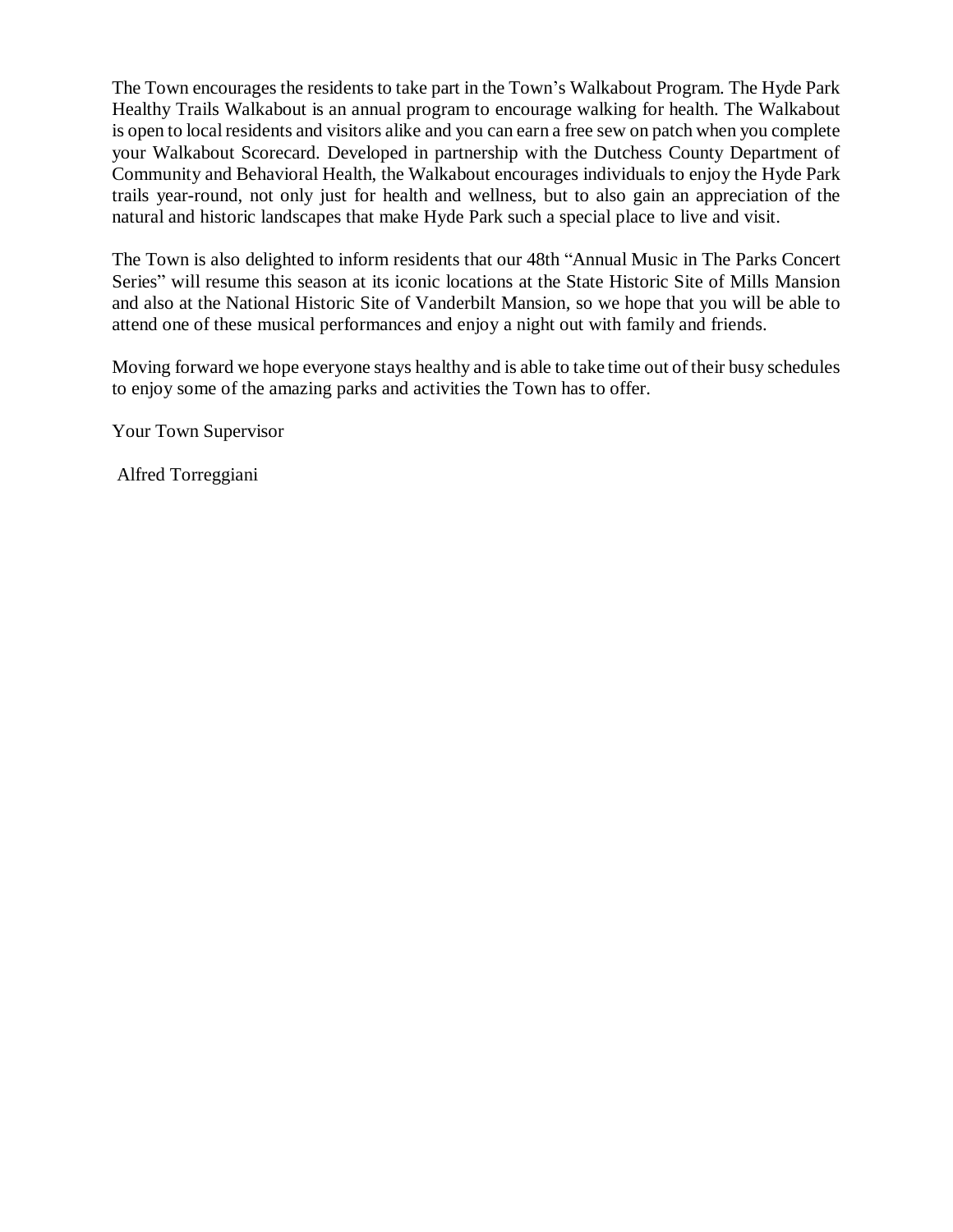The Town encourages the residents to take part in the Town's Walkabout Program. The Hyde Park Healthy Trails Walkabout is an annual program to encourage walking for health. The Walkabout is open to local residents and visitors alike and you can earn a free sew on patch when you complete your Walkabout Scorecard. Developed in partnership with the Dutchess County Department of Community and Behavioral Health, the Walkabout encourages individuals to enjoy the Hyde Park trails year-round, not only just for health and wellness, but to also gain an appreciation of the natural and historic landscapes that make Hyde Park such a special place to live and visit.

The Town is also delighted to inform residents that our 48th "Annual Music in The Parks Concert Series" will resume this season at its iconic locations at the State Historic Site of Mills Mansion and also at the National Historic Site of Vanderbilt Mansion, so we hope that you will be able to attend one of these musical performances and enjoy a night out with family and friends.

Moving forward we hope everyone stays healthy and is able to take time out of their busy schedules to enjoy some of the amazing parks and activities the Town has to offer.

Your Town Supervisor

Alfred Torreggiani